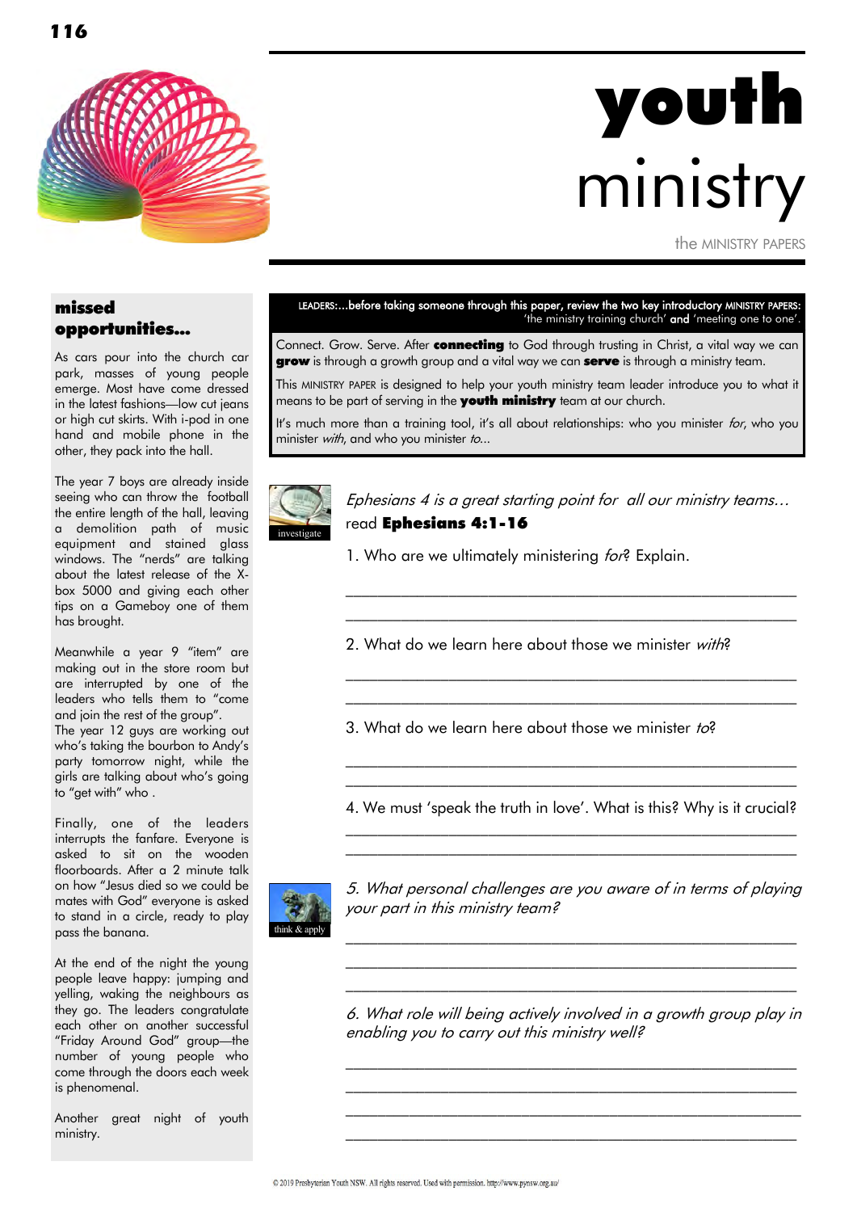# youth ministry

the MINISTRY PAPERS

## missed opportunities...

As cars pour into the church car park, masses of young people emerge. Most have come dressed in the latest fashions—low cut jeans or high cut skirts. With i-pod in one hand and mobile phone in the other, they pack into the hall.

The year 7 boys are already inside seeing who can throw the football the entire length of the hall, leaving a demolition path of music equipment and stained glass windows. The "nerds" are talking about the latest release of the X-box 5000 and giving each other tips on a Gameboy one of them has brought.

Meanwhile a year 9 "item" are making out in the store room but are interrupted by one of the leaders who tells them to "come and join the rest of the group".
The year 12 guys are working out who's taking the bourbon to Andy's party tomorrow night, while the girls are talking about who's going to "get with" who .

Finally, one of the leaders interrupts the fanfare. Everyone is asked to sit on the wooden floorboards. After a 2 minute talk on how "Jesus died so we could be mates with God" everyone is asked to stand in a circle, ready to play pass the banana.

At the end of the night the young people leave happy: jumping and yelling, waking the neighbours as they go. The leaders congratulate each other on another successful "Friday Around God" group—the number of young people who come through the doors each week is phenomenal.

Another great night of youth ministry.

---

LEADERS:...before taking someone through this paper, review the two key introductory MINISTRY PAPERS: 'the ministry training church' **and** 'meeting one to one'.

Connect. Grow. Serve. After **connecting** to God through trusting in Christ, a vital way we can **grow** is through a growth group and a vital way we can **serve** is through a ministry team.

This MINISTRY PAPER is designed to help your youth ministry team leader introduce you to what it means to be part of serving in the **youth ministry** team at our church.

It's much more than a training tool, it's all about relationships: who you minister *for*, who you minister *with*, and who you minister *to*...

investigate

*Ephesians 4 is a great starting point for all our ministry teams…*
read **Ephesians 4:1-16**

1. Who are we ultimately ministering *for*? Explain.

\_\_\_\_\_\_\_\_\_\_\_\_\_\_\_\_\_\_\_\_\_\_\_\_\_\_\_\_\_\_\_\_\_\_\_\_\_\_\_\_\_\_\_\_\_\_\_\_

\_\_\_\_\_\_\_\_\_\_\_\_\_\_\_\_\_\_\_\_\_\_\_\_\_\_\_\_\_\_\_\_\_\_\_\_\_\_\_\_\_\_\_\_\_\_\_\_

2. What do we learn here about those we minister *with*?

\_\_\_\_\_\_\_\_\_\_\_\_\_\_\_\_\_\_\_\_\_\_\_\_\_\_\_\_\_\_\_\_\_\_\_\_\_\_\_\_\_\_\_\_\_\_\_\_

\_\_\_\_\_\_\_\_\_\_\_\_\_\_\_\_\_\_\_\_\_\_\_\_\_\_\_\_\_\_\_\_\_\_\_\_\_\_\_\_\_\_\_\_\_\_\_\_

3. What do we learn here about those we minister *to*?

\_\_\_\_\_\_\_\_\_\_\_\_\_\_\_\_\_\_\_\_\_\_\_\_\_\_\_\_\_\_\_\_\_\_\_\_\_\_\_\_\_\_\_\_\_\_\_\_

\_\_\_\_\_\_\_\_\_\_\_\_\_\_\_\_\_\_\_\_\_\_\_\_\_\_\_\_\_\_\_\_\_\_\_\_\_\_\_\_\_\_\_\_\_\_\_\_

4. We must 'speak the truth in love'. What is this? Why is it crucial?

\_\_\_\_\_\_\_\_\_\_\_\_\_\_\_\_\_\_\_\_\_\_\_\_\_\_\_\_\_\_\_\_\_\_\_\_\_\_\_\_\_\_\_\_\_\_\_\_

\_\_\_\_\_\_\_\_\_\_\_\_\_\_\_\_\_\_\_\_\_\_\_\_\_\_\_\_\_\_\_\_\_\_\_\_\_\_\_\_\_\_\_\_\_\_\_\_

think & apply

*5. What personal challenges are you aware of in terms of playing your part in this ministry team?*

\_\_\_\_\_\_\_\_\_\_\_\_\_\_\_\_\_\_\_\_\_\_\_\_\_\_\_\_\_\_\_\_\_\_\_\_\_\_\_\_\_\_\_\_\_\_\_\_

\_\_\_\_\_\_\_\_\_\_\_\_\_\_\_\_\_\_\_\_\_\_\_\_\_\_\_\_\_\_\_\_\_\_\_\_\_\_\_\_\_\_\_\_\_\_\_\_

\_\_\_\_\_\_\_\_\_\_\_\_\_\_\_\_\_\_\_\_\_\_\_\_\_\_\_\_\_\_\_\_\_\_\_\_\_\_\_\_\_\_\_\_\_\_\_\_

*6. What role will being actively involved in a growth group play in enabling you to carry out this ministry well?*

\_\_\_\_\_\_\_\_\_\_\_\_\_\_\_\_\_\_\_\_\_\_\_\_\_\_\_\_\_\_\_\_\_\_\_\_\_\_\_\_\_\_\_\_\_\_\_\_

\_\_\_\_\_\_\_\_\_\_\_\_\_\_\_\_\_\_\_\_\_\_\_\_\_\_\_\_\_\_\_\_\_\_\_\_\_\_\_\_\_\_\_\_\_\_\_\_

\_\_\_\_\_\_\_\_\_\_\_\_\_\_\_\_\_\_\_\_\_\_\_\_\_\_\_\_\_\_\_\_\_\_\_\_\_\_\_\_\_\_\_\_\_\_\_\_

\_\_\_\_\_\_\_\_\_\_\_\_\_\_\_\_\_\_\_\_\_\_\_\_\_\_\_\_\_\_\_\_\_\_\_\_\_\_\_\_\_\_\_\_\_\_\_\_

© 2019 Presbyterian Youth NSW. All rights reserved. Used with permission. http://www.pynsw.org.au/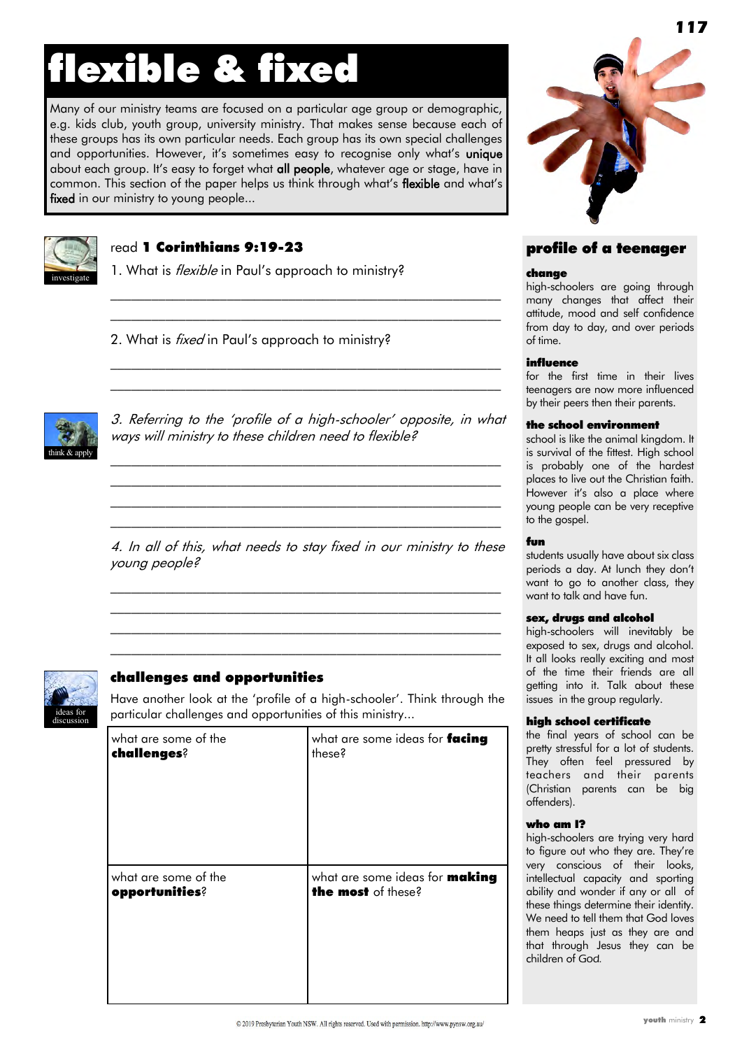# flexible & fixed

Many of our ministry teams are focused on a particular age group or demographic, e.g. kids club, youth group, university ministry. That makes sense because each of these groups has its own particular needs. Each group has its own special challenges and opportunities. However, it's sometimes easy to recognise only what's **unique** about each group. It's easy to forget what **all people**, whatever age or stage, have in common. This section of the paper helps us think through what's **flexible** and what's **fixed** in our ministry to young people...

investigate

read **1 Corinthians 9:19-23**

1. What is *flexible* in Paul's approach to ministry?

_______________________________________________

_______________________________________________

2. What is *fixed* in Paul's approach to ministry?

_______________________________________________

_______________________________________________

think & apply

*3. Referring to the 'profile of a high-schooler' opposite, in what ways will ministry to these children need to flexible?*

_______________________________________________

_______________________________________________

_______________________________________________

_______________________________________________

*4. In all of this, what needs to stay fixed in our ministry to these young people?*

_______________________________________________

_______________________________________________

_______________________________________________

_______________________________________________

ideas for discussion

## challenges and opportunities

Have another look at the 'profile of a high-schooler'. Think through the particular challenges and opportunities of this ministry...

| what are some of the **challenges**? | what are some ideas for **facing** these? |
|---|---|
| what are some of the **opportunities**? | what are some ideas for **making the most** of these? |

## profile of a teenager

### change

high-schoolers are going through many changes that affect their attitude, mood and self confidence from day to day, and over periods of time.

### influence

for the first time in their lives teenagers are now more influenced by their peers then their parents.

### the school environment

school is like the animal kingdom. It is survival of the fittest. High school is probably one of the hardest places to live out the Christian faith. However it's also a place where young people can be very receptive to the gospel.

### fun

students usually have about six class periods a day. At lunch they don't want to go to another class, they want to talk and have fun.

### sex, drugs and alcohol

high-schoolers will inevitably be exposed to sex, drugs and alcohol. It all looks really exciting and most of the time their friends are all getting into it. Talk about these issues in the group regularly.

### high school certificate

the final years of school can be pretty stressful for a lot of students. They often feel pressured by teachers and their parents (Christian parents can be big offenders).

### who am I?

high-schoolers are trying very hard to figure out who they are. They're very conscious of their looks, intellectual capacity and sporting ability and wonder if any or all of these things determine their identity. We need to tell them that God loves them heaps just as they are and that through Jesus they can be children of God.

© 2019 Presbyterian Youth NSW. All rights reserved. Used with permission. http://www.pynsw.org.au/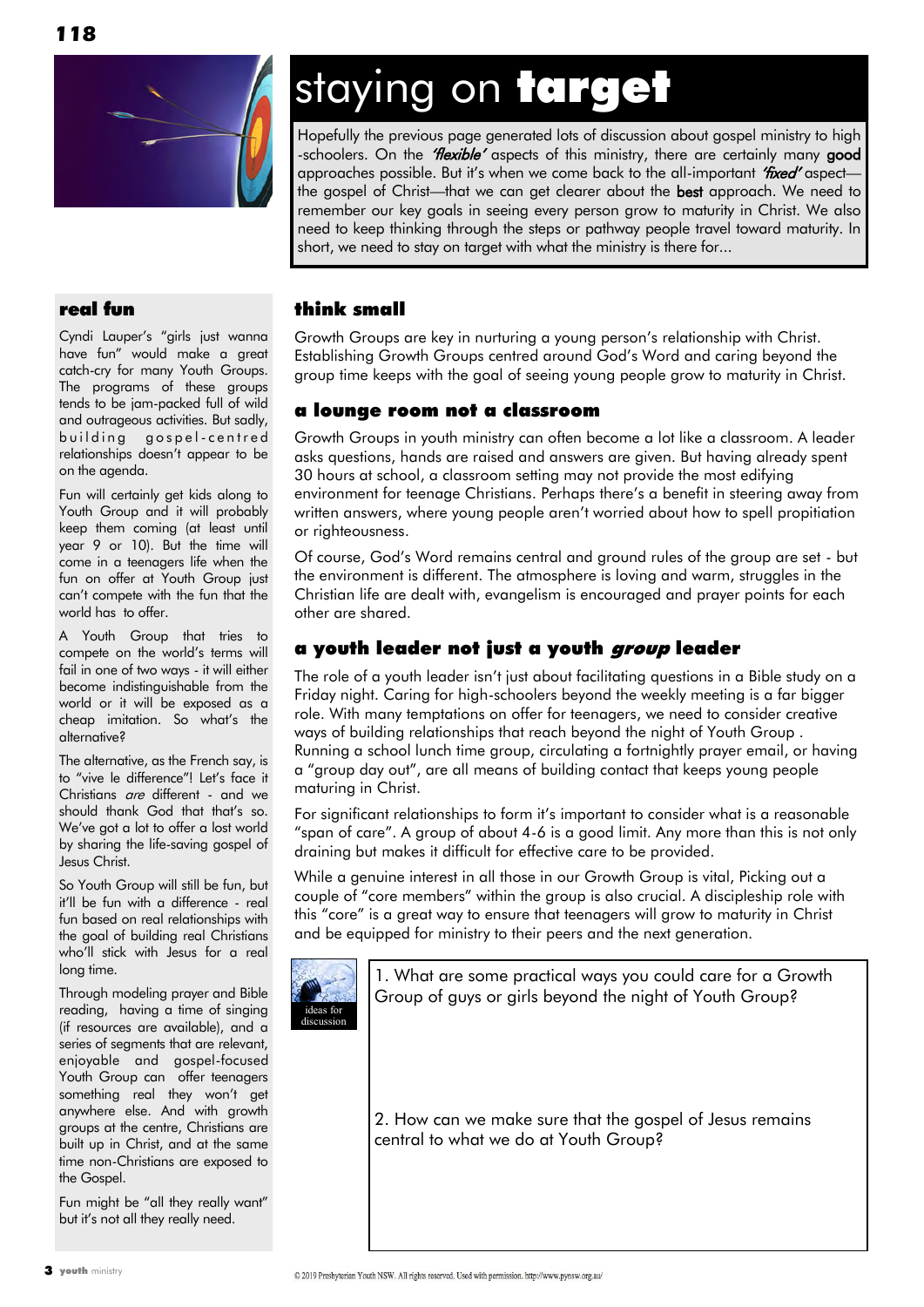# staying on **target**

Hopefully the previous page generated lots of discussion about gospel ministry to high-schoolers. On the ***'flexible'*** aspects of this ministry, there are certainly many **good** approaches possible. But it's when we come back to the all-important ***'fixed'*** aspect—the gospel of Christ—that we can get clearer about the **best** approach. We need to remember our key goals in seeing every person grow to maturity in Christ. We also need to keep thinking through the steps or pathway people travel toward maturity. In short, we need to stay on target with what the ministry is there for...

## think small

Growth Groups are key in nurturing a young person's relationship with Christ. Establishing Growth Groups centred around God's Word and caring beyond the group time keeps with the goal of seeing young people grow to maturity in Christ.

### a lounge room not a classroom

Growth Groups in youth ministry can often become a lot like a classroom. A leader asks questions, hands are raised and answers are given. But having already spent 30 hours at school, a classroom setting may not provide the most edifying environment for teenage Christians. Perhaps there's a benefit in steering away from written answers, where young people aren't worried about how to spell propitiation or righteousness.

Of course, God's Word remains central and ground rules of the group are set - but the environment is different. The atmosphere is loving and warm, struggles in the Christian life are dealt with, evangelism is encouraged and prayer points for each other are shared.

## a youth leader not just a youth *group* leader

The role of a youth leader isn't just about facilitating questions in a Bible study on a Friday night. Caring for high-schoolers beyond the weekly meeting is a far bigger role. With many temptations on offer for teenagers, we need to consider creative ways of building relationships that reach beyond the night of Youth Group . Running a school lunch time group, circulating a fortnightly prayer email, or having a "group day out", are all means of building contact that keeps young people maturing in Christ.

For significant relationships to form it's important to consider what is a reasonable "span of care". A group of about 4-6 is a good limit. Any more than this is not only draining but makes it difficult for effective care to be provided.

While a genuine interest in all those in our Growth Group is vital, Picking out a couple of "core members" within the group is also crucial. A discipleship role with this "core" is a great way to ensure that teenagers will grow to maturity in Christ and be equipped for ministry to their peers and the next generation.

ideas for discussion

1. What are some practical ways you could care for a Growth Group of guys or girls beyond the night of Youth Group?

2. How can we make sure that the gospel of Jesus remains central to what we do at Youth Group?

## real fun

Cyndi Lauper's "girls just wanna have fun" would make a great catch-cry for many Youth Groups. The programs of these groups tends to be jam-packed full of wild and outrageous activities. But sadly, building gospel-centred relationships doesn't appear to be on the agenda.

Fun will certainly get kids along to Youth Group and it will probably keep them coming (at least until year 9 or 10). But the time will come in a teenagers life when the fun on offer at Youth Group just can't compete with the fun that the world has to offer.

A Youth Group that tries to compete on the world's terms will fail in one of two ways - it will either become indistinguishable from the world or it will be exposed as a cheap imitation. So what's the alternative?

The alternative, as the French say, is to "vive le difference"! Let's face it Christians *are* different - and we should thank God that that's so. We've got a lot to offer a lost world by sharing the life-saving gospel of Jesus Christ.

So Youth Group will still be fun, but it'll be fun with a difference - real fun based on real relationships with the goal of building real Christians who'll stick with Jesus for a real long time.

Through modeling prayer and Bible reading, having a time of singing (if resources are available), and a series of segments that are relevant, enjoyable and gospel-focused Youth Group can offer teenagers something real they won't get anywhere else. And with growth groups at the centre, Christians are built up in Christ, and at the same time non-Christians are exposed to the Gospel.

Fun might be "all they really want" but it's not all they really need.

© 2019 Presbyterian Youth NSW. All rights reserved. Used with permission. http://www.pynsw.org.au/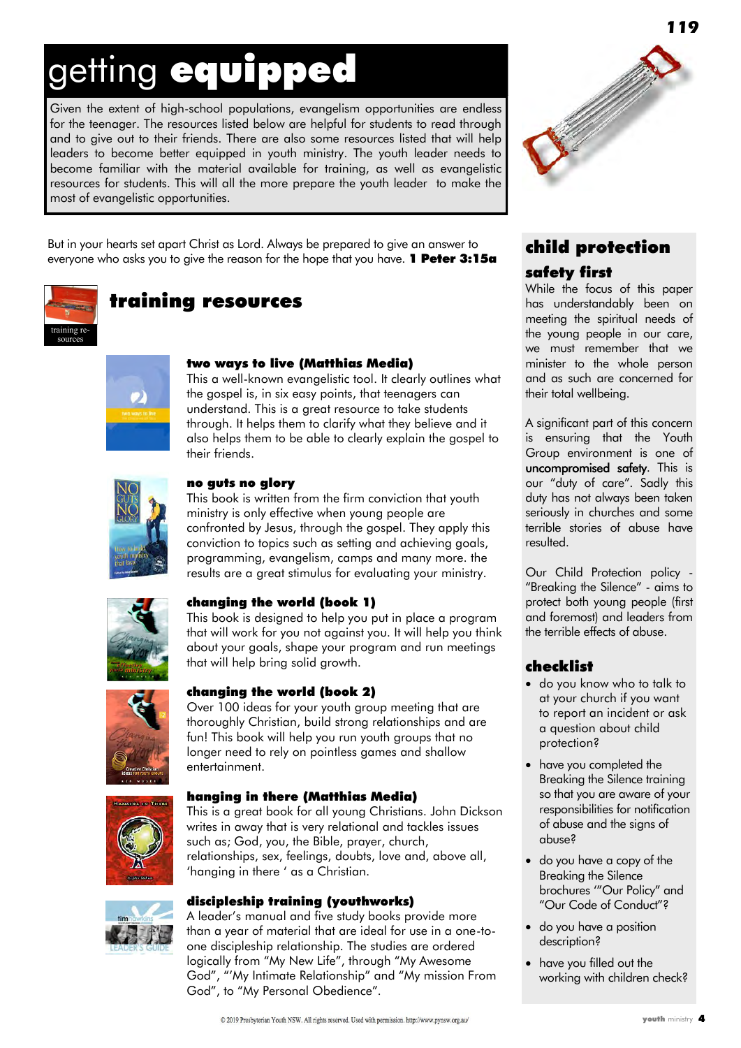# getting **equipped**

Given the extent of high-school populations, evangelism opportunities are endless for the teenager. The resources listed below are helpful for students to read through and to give out to their friends. There are also some resources listed that will help leaders to become better equipped in youth ministry. The youth leader needs to become familiar with the material available for training, as well as evangelistic resources for students. This will all the more prepare the youth leader to make the most of evangelistic opportunities.

But in your hearts set apart Christ as Lord. Always be prepared to give an answer to everyone who asks you to give the reason for the hope that you have. **1 Peter 3:15a**

## training resources

training resources

### two ways to live (Matthias Media)

This a well-known evangelistic tool. It clearly outlines what the gospel is, in six easy points, that teenagers can understand. This is a great resource to take students through. It helps them to clarify what they believe and it also helps them to be able to clearly explain the gospel to their friends.

### no guts no glory

This book is written from the firm conviction that youth ministry is only effective when young people are confronted by Jesus, through the gospel. They apply this conviction to topics such as setting and achieving goals, programming, evangelism, camps and many more. the results are a great stimulus for evaluating your ministry.

### changing the world (book 1)

This book is designed to help you put in place a program that will work for you not against you. It will help you think about your goals, shape your program and run meetings that will help bring solid growth.

### changing the world (book 2)

Over 100 ideas for your youth group meeting that are thoroughly Christian, build strong relationships and are fun! This book will help you run youth groups that no longer need to rely on pointless games and shallow entertainment.

### hanging in there (Matthias Media)

This is a great book for all young Christians. John Dickson writes in away that is very relational and tackles issues such as; God, you, the Bible, prayer, church, relationships, sex, feelings, doubts, love and, above all, 'hanging in there ' as a Christian.

### discipleship training (youthworks)

A leader's manual and five study books provide more than a year of material that are ideal for use in a one-to-one discipleship relationship. The studies are ordered logically from "My New Life", through "My Awesome God", "'My Intimate Relationship" and "My mission From God", to "My Personal Obedience".

## child protection

### safety first

While the focus of this paper has understandably been on meeting the spiritual needs of the young people in our care, we must remember that we minister to the whole person and as such are concerned for their total wellbeing.

A significant part of this concern is ensuring that the Youth Group environment is one of uncompromised safety. This is our "duty of care". Sadly this duty has not always been taken seriously in churches and some terrible stories of abuse have resulted.

Our Child Protection policy - "Breaking the Silence" - aims to protect both young people (first and foremost) and leaders from the terrible effects of abuse.

### checklist

- do you know who to talk to at your church if you want to report an incident or ask a question about child protection?
- have you completed the Breaking the Silence training so that you are aware of your responsibilities for notification of abuse and the signs of abuse?
- do you have a copy of the Breaking the Silence brochures '"Our Policy" and "Our Code of Conduct"?
- do you have a position description?
- have you filled out the working with children check?

© 2019 Presbyterian Youth NSW. All rights reserved. Used with permission. http://www.pynsw.org.au/